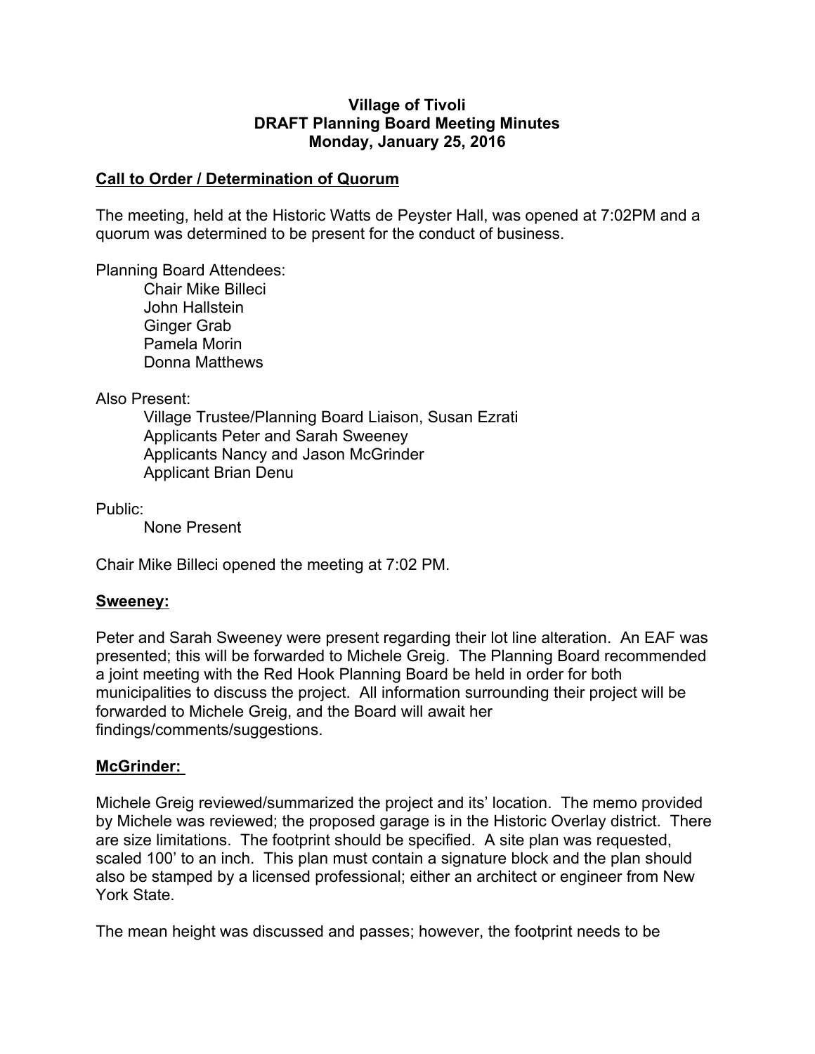**Village of Tivoli**
**DRAFT Planning Board Meeting Minutes**
**Monday, January 25, 2016**

## Call to Order / Determination of Quorum

The meeting, held at the Historic Watts de Peyster Hall, was opened at 7:02PM and a quorum was determined to be present for the conduct of business.

Planning Board Attendees:

- Chair Mike Billeci
- John Hallstein
- Ginger Grab
- Pamela Morin
- Donna Matthews

Also Present:

- Village Trustee/Planning Board Liaison, Susan Ezrati
- Applicants Peter and Sarah Sweeney
- Applicants Nancy and Jason McGrinder
- Applicant Brian Denu

Public:

- None Present

Chair Mike Billeci opened the meeting at 7:02 PM.

## Sweeney:

Peter and Sarah Sweeney were present regarding their lot line alteration. An EAF was presented; this will be forwarded to Michele Greig. The Planning Board recommended a joint meeting with the Red Hook Planning Board be held in order for both municipalities to discuss the project. All information surrounding their project will be forwarded to Michele Greig, and the Board will await her findings/comments/suggestions.

## McGrinder:

Michele Greig reviewed/summarized the project and its' location. The memo provided by Michele was reviewed; the proposed garage is in the Historic Overlay district. There are size limitations. The footprint should be specified. A site plan was requested, scaled 100' to an inch. This plan must contain a signature block and the plan should also be stamped by a licensed professional; either an architect or engineer from New York State.

The mean height was discussed and passes; however, the footprint needs to be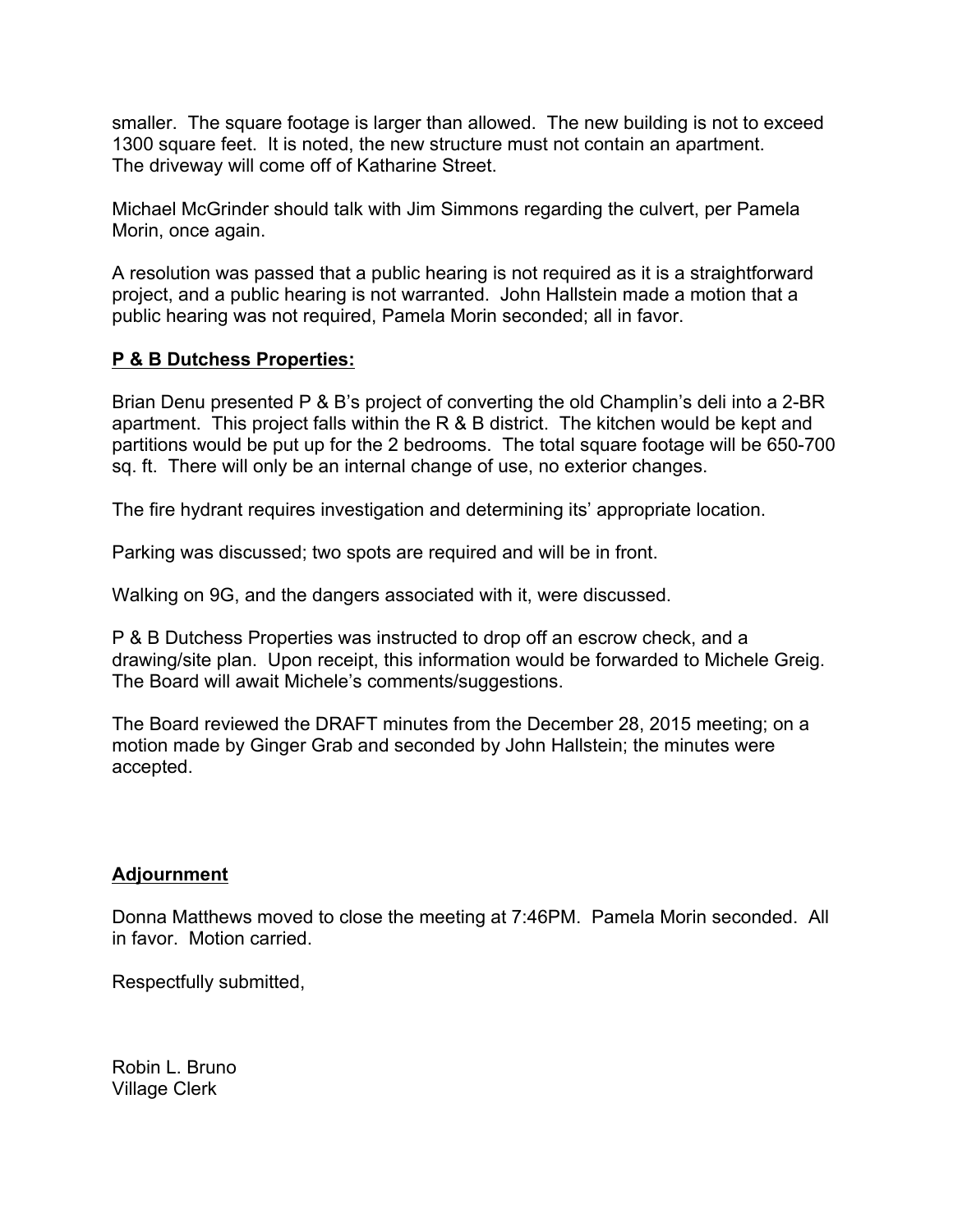smaller. The square footage is larger than allowed. The new building is not to exceed 1300 square feet. It is noted, the new structure must not contain an apartment. The driveway will come off of Katharine Street.

Michael McGrinder should talk with Jim Simmons regarding the culvert, per Pamela Morin, once again.

A resolution was passed that a public hearing is not required as it is a straightforward project, and a public hearing is not warranted. John Hallstein made a motion that a public hearing was not required, Pamela Morin seconded; all in favor.

**P & B Dutchess Properties:**

Brian Denu presented P & B's project of converting the old Champlin's deli into a 2-BR apartment. This project falls within the R & B district. The kitchen would be kept and partitions would be put up for the 2 bedrooms. The total square footage will be 650-700 sq. ft. There will only be an internal change of use, no exterior changes.

The fire hydrant requires investigation and determining its' appropriate location.

Parking was discussed; two spots are required and will be in front.

Walking on 9G, and the dangers associated with it, were discussed.

P & B Dutchess Properties was instructed to drop off an escrow check, and a drawing/site plan. Upon receipt, this information would be forwarded to Michele Greig. The Board will await Michele's comments/suggestions.

The Board reviewed the DRAFT minutes from the December 28, 2015 meeting; on a motion made by Ginger Grab and seconded by John Hallstein; the minutes were accepted.

**Adjournment**

Donna Matthews moved to close the meeting at 7:46PM. Pamela Morin seconded. All in favor. Motion carried.

Respectfully submitted,

Robin L. Bruno
Village Clerk